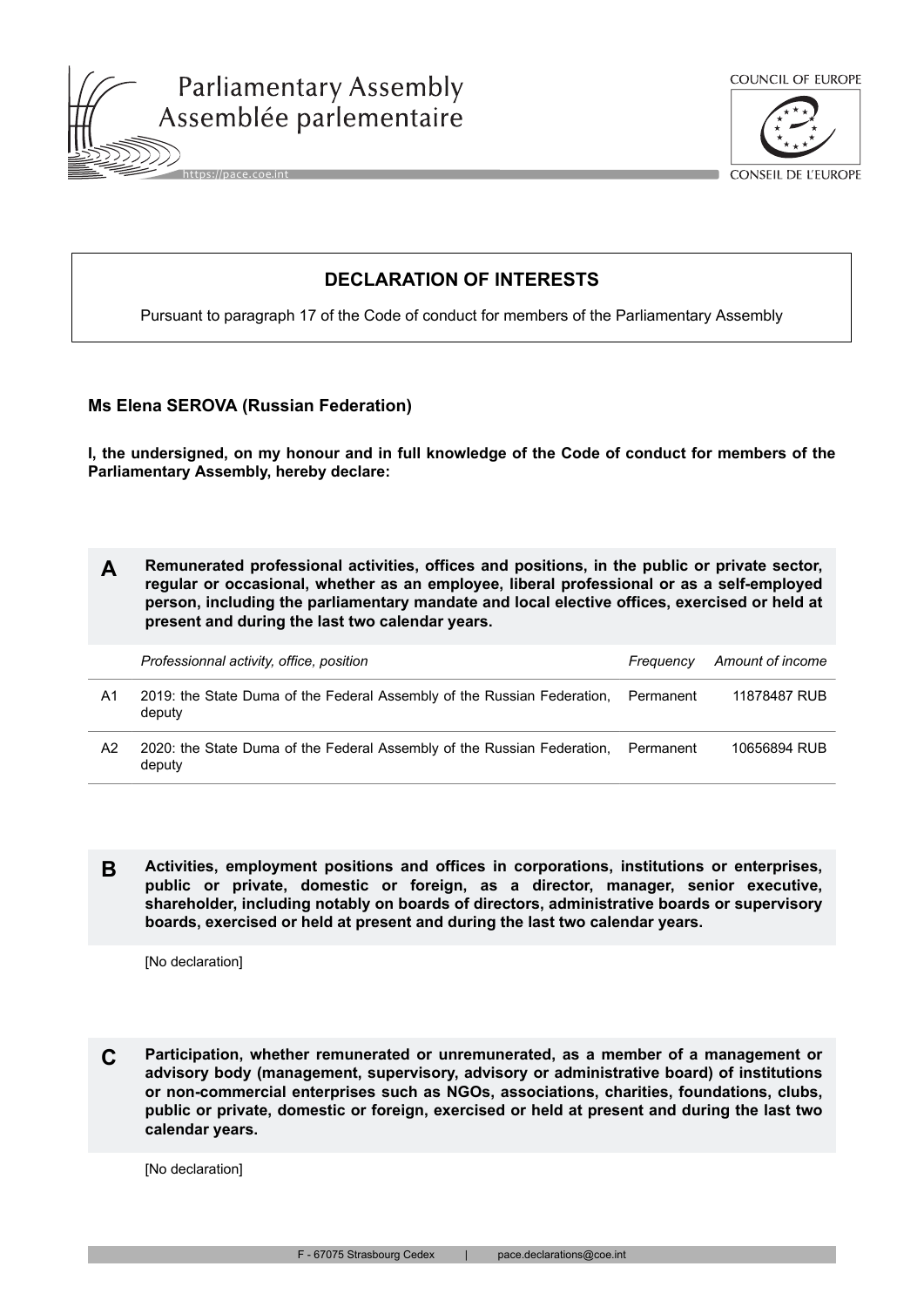## DECLARATION OF INTERESTS

Pursuant to paragraph 17 of the Code of conduct for members of the Parliamentary Assembly

**Ms Elena SEROVA (Russian Federation)**

**I, the undersigned, on my honour and in full knowledge of the Code of conduct for members of the Parliamentary Assembly, hereby declare:**

### A Remunerated professional activities, offices and positions, in the public or private sector, regular or occasional, whether as an employee, liberal professional or as a self-employed person, including the parliamentary mandate and local elective offices, exercised or held at present and during the last two calendar years.

| | *Professionnal activity, office, position* | *Frequency* | *Amount of income* |
|---|---|---|---|
| A1 | 2019: the State Duma of the Federal Assembly of the Russian Federation, deputy | Permanent | 11878487 RUB |
| A2 | 2020: the State Duma of the Federal Assembly of the Russian Federation, deputy | Permanent | 10656894 RUB |

### B Activities, employment positions and offices in corporations, institutions or enterprises, public or private, domestic or foreign, as a director, manager, senior executive, shareholder, including notably on boards of directors, administrative boards or supervisory boards, exercised or held at present and during the last two calendar years.

[No declaration]

### C Participation, whether remunerated or unremunerated, as a member of a management or advisory body (management, supervisory, advisory or administrative board) of institutions or non-commercial enterprises such as NGOs, associations, charities, foundations, clubs, public or private, domestic or foreign, exercised or held at present and during the last two calendar years.

[No declaration]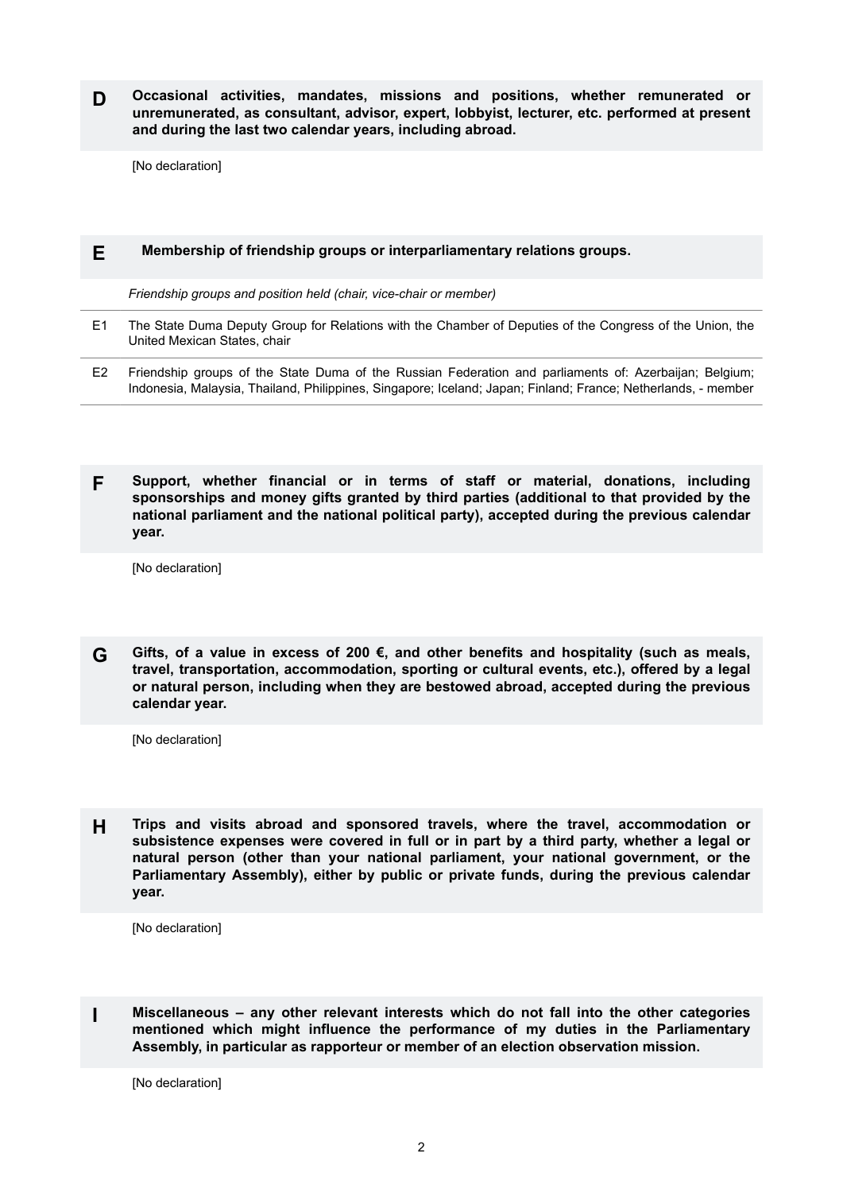## D Occasional activities, mandates, missions and positions, whether remunerated or unremunerated, as consultant, advisor, expert, lobbyist, lecturer, etc. performed at present and during the last two calendar years, including abroad.

[No declaration]

## E Membership of friendship groups or interparliamentary relations groups.

*Friendship groups and position held (chair, vice-chair or member)*

| | |
|---|---|
| E1 | The State Duma Deputy Group for Relations with the Chamber of Deputies of the Congress of the Union, the United Mexican States, chair |
| E2 | Friendship groups of the State Duma of the Russian Federation and parliaments of: Azerbaijan; Belgium; Indonesia, Malaysia, Thailand, Philippines, Singapore; Iceland; Japan; Finland; France; Netherlands, - member |

## F Support, whether financial or in terms of staff or material, donations, including sponsorships and money gifts granted by third parties (additional to that provided by the national parliament and the national political party), accepted during the previous calendar year.

[No declaration]

## G Gifts, of a value in excess of 200 €, and other benefits and hospitality (such as meals, travel, transportation, accommodation, sporting or cultural events, etc.), offered by a legal or natural person, including when they are bestowed abroad, accepted during the previous calendar year.

[No declaration]

## H Trips and visits abroad and sponsored travels, where the travel, accommodation or subsistence expenses were covered in full or in part by a third party, whether a legal or natural person (other than your national parliament, your national government, or the Parliamentary Assembly), either by public or private funds, during the previous calendar year.

[No declaration]

## I Miscellaneous – any other relevant interests which do not fall into the other categories mentioned which might influence the performance of my duties in the Parliamentary Assembly, in particular as rapporteur or member of an election observation mission.

[No declaration]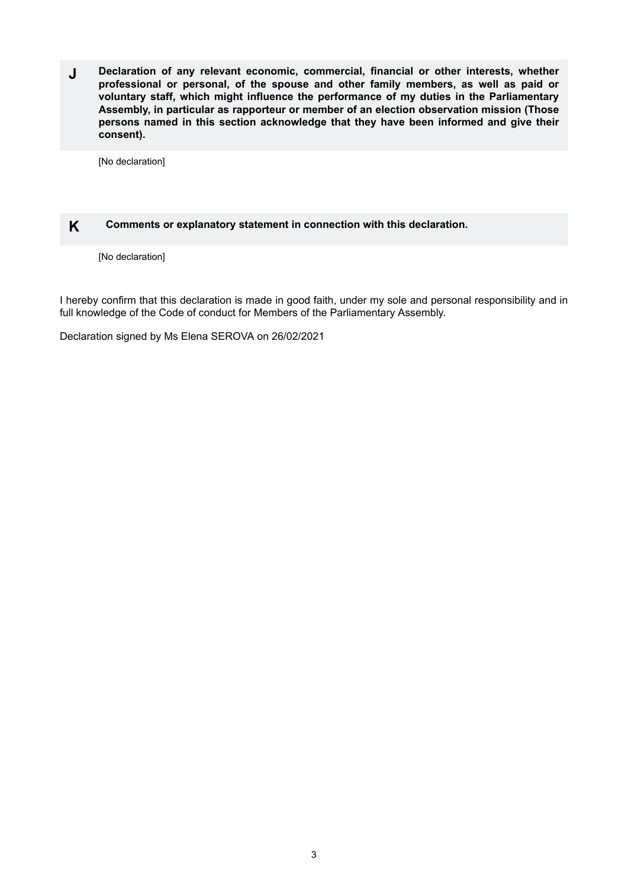**J** **Declaration of any relevant economic, commercial, financial or other interests, whether professional or personal, of the spouse and other family members, as well as paid or voluntary staff, which might influence the performance of my duties in the Parliamentary Assembly, in particular as rapporteur or member of an election observation mission (Those persons named in this section acknowledge that they have been informed and give their consent).**

[No declaration]

**K** **Comments or explanatory statement in connection with this declaration.**

[No declaration]

I hereby confirm that this declaration is made in good faith, under my sole and personal responsibility and in full knowledge of the Code of conduct for Members of the Parliamentary Assembly.

Declaration signed by Ms Elena SEROVA on 26/02/2021